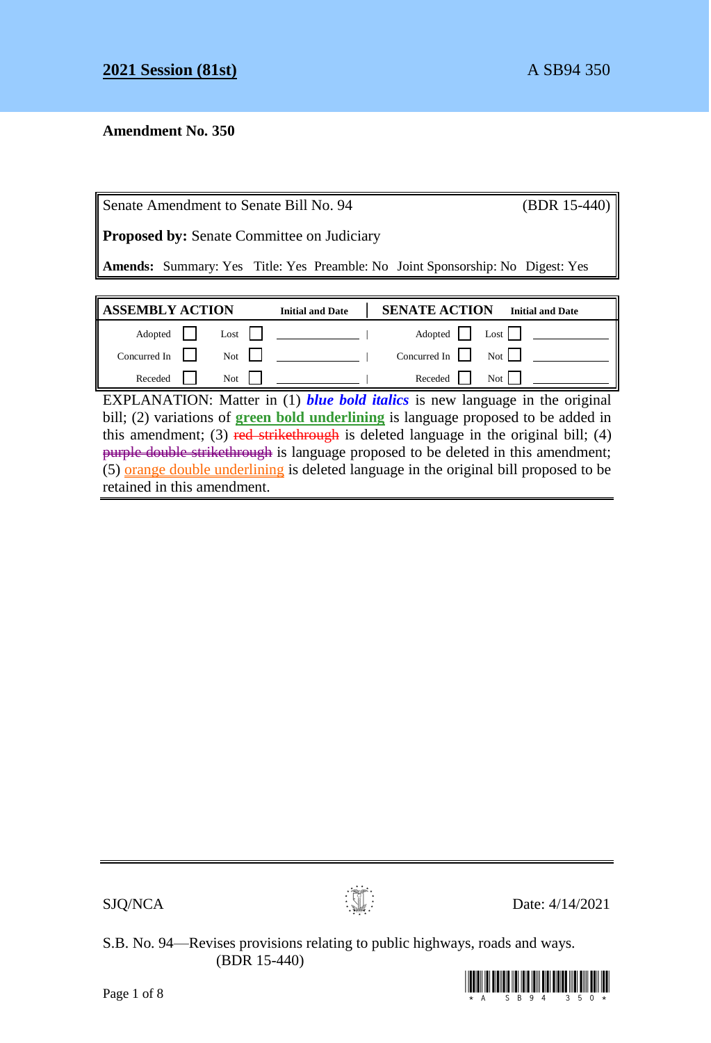**2021 Session (81st)** A SB94 350

**Amendment No. 350**

| Senate Amendment to Senate Bill No. 94 | (BDR 15-440) |
|---|---|
| **Proposed by:** Senate Committee on Judiciary | |
| **Amends:** Summary: Yes Title: Yes Preamble: No Joint Sponsorship: No Digest: Yes | |

| ASSEMBLY ACTION | | | | Initial and Date | SENATE ACTION | | | | Initial and Date |
|---|---|---|---|---|---|---|---|---|---|
| Adopted | ☐ | Lost | ☐ | | Adopted | ☐ | Lost | ☐ | |
| Concurred In | ☐ | Not | ☐ | | Concurred In | ☐ | Not | ☐ | |
| Receded | ☐ | Not | ☐ | | Receded | ☐ | Not | ☐ | |

EXPLANATION: Matter in (1) ***blue bold italics*** is new language in the original bill; (2) variations of **green bold underlining** is language proposed to be added in this amendment; (3) ~~red strikethrough~~ is deleted language in the original bill; (4) ~~purple double strikethrough~~ is language proposed to be deleted in this amendment; (5) orange double underlining is deleted language in the original bill proposed to be retained in this amendment.

SJQ/NCA Date: 4/14/2021

S.B. No. 94—Revises provisions relating to public highways, roads and ways. (BDR 15-440)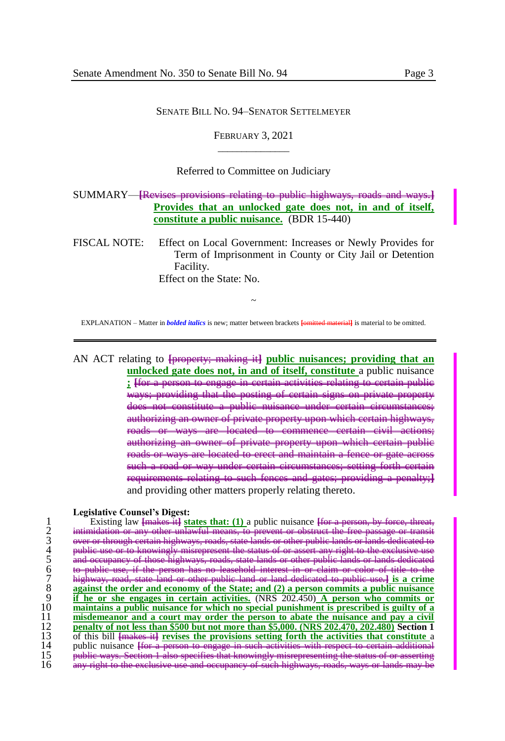SENATE BILL NO. 94–SENATOR SETTELMEYER

FEBRUARY 3, 2021

\_\_\_\_\_\_\_\_\_\_\_\_\_\_

Referred to Committee on Judiciary

SUMMARY—[Revises provisions relating to public highways, roads and ways.] **Provides that an unlocked gate does not, in and of itself, constitute a public nuisance.** (BDR 15-440)

FISCAL NOTE: Effect on Local Government: Increases or Newly Provides for Term of Imprisonment in County or City Jail or Detention Facility.
Effect on the State: No.

~

EXPLANATION – Matter in ***bolded italics*** is new; matter between brackets [omitted material] is material to be omitted.

---

AN ACT relating to [property; making it] **public nuisances; providing that an unlocked gate does not, in and of itself, constitute** a public nuisance **;** [for a person to engage in certain activities relating to certain public ways; providing that the posting of certain signs on private property does not constitute a public nuisance under certain circumstances; authorizing an owner of private property upon which certain highways, roads or ways are located to commence certain civil actions; authorizing an owner of private property upon which certain public roads or ways are located to erect and maintain a fence or gate across such a road or way under certain circumstances; setting forth certain requirements relating to such fences and gates; providing a penalty;] and providing other matters properly relating thereto.

**Legislative Counsel's Digest:**

1 Existing law [makes it] **states that: (1)** a public nuisance [for a person, by force, threat,
2 intimidation or any other unlawful means, to prevent or obstruct the free passage or transit
3 over or through certain highways, roads, state lands or other public lands or lands dedicated to
4 public use or to knowingly misrepresent the status of or assert any right to the exclusive use
5 and occupancy of those highways, roads, state lands or other public lands or lands dedicated
6 to public use, if the person has no leasehold interest in or claim or color of title to the
7 highway, road, state land or other public land or land dedicated to public use.] **is a crime**
8 **against the order and economy of the State; and (2) a person commits a public nuisance**
9 **if he or she engages in certain activities.** (NRS 202.450) **A person who commits or**
10 **maintains a public nuisance for which no special punishment is prescribed is guilty of a**
11 **misdemeanor and a court may order the person to abate the nuisance and pay a civil**
12 **penalty of not less than $500 but not more than $5,000. (NRS 202.470, 202.480)** **Section 1**
13 of this bill [makes it] **revises the provisions setting forth the activities that constitute** a
14 public nuisance [for a person to engage in such activities with respect to certain additional
15 public ways. Section 1 also specifies that knowingly misrepresenting the status of or asserting
16 any right to the exclusive use and occupancy of such highways, roads, ways or lands may be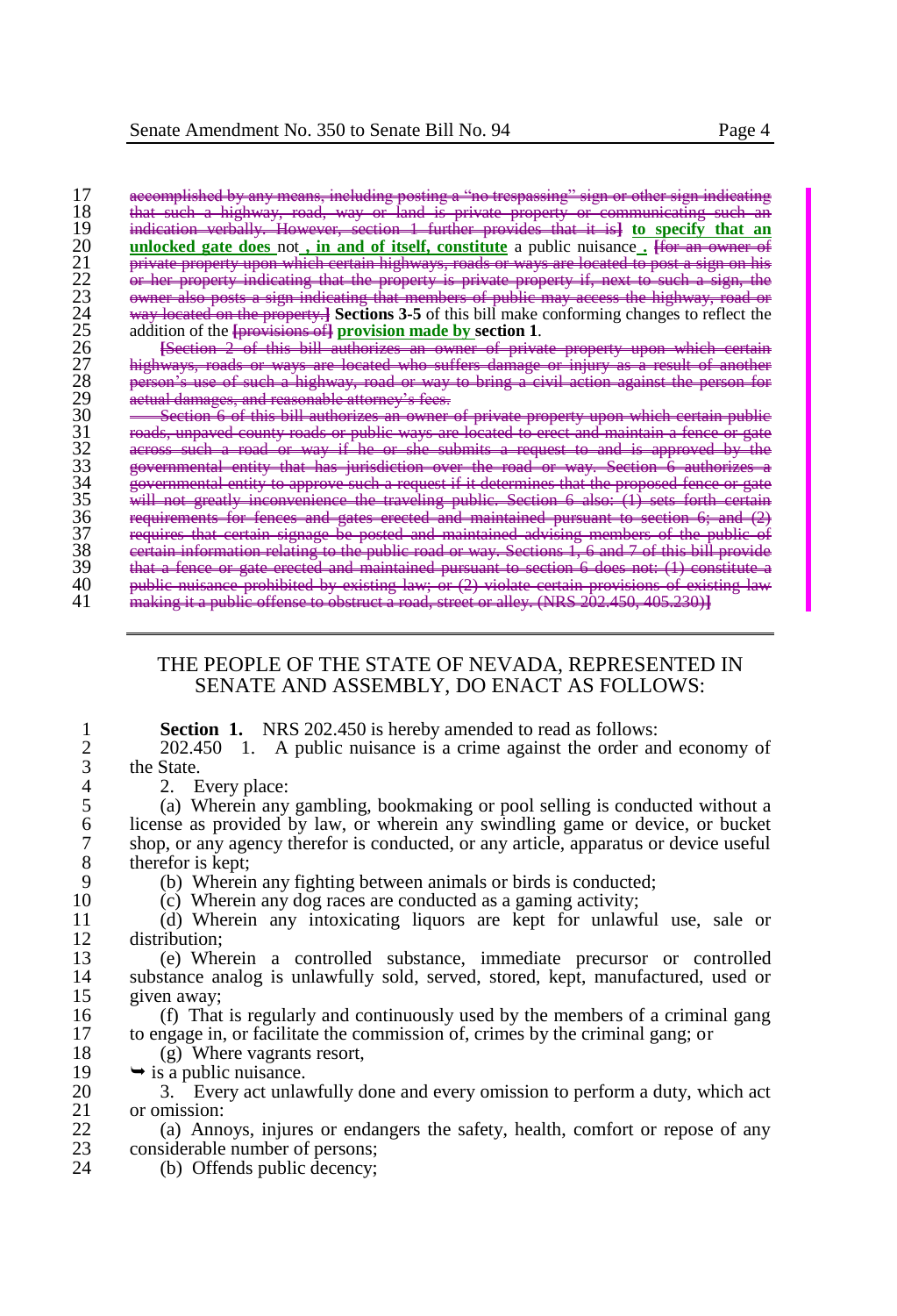~~accomplished by any means, including posting a "no trespassing" sign or other sign indicating that such a highway, road, way or land is private property or communicating such an indication verbally. However, section 1 further provides that it is]~~ **to specify that an unlocked gate does** not **, in and of itself, constitute** a public nuisance **.** ~~[for an owner of private property upon which certain highways, roads or ways are located to post a sign on his or her property indicating that the property is private property if, next to such a sign, the owner also posts a sign indicating that members of public may access the highway, road or way located on the property.]~~ **Sections 3-5** of this bill make conforming changes to reflect the addition of the ~~[provisions of]~~ **provision made by** **section 1**.

~~[Section 2 of this bill authorizes an owner of private property upon which certain highways, roads or ways are located who suffers damage or injury as a result of another person's use of such a highway, road or way to bring a civil action against the person for actual damages, and reasonable attorney's fees.~~

~~Section 6 of this bill authorizes an owner of private property upon which certain public roads, unpaved county roads or public ways are located to erect and maintain a fence or gate across such a road or way if he or she submits a request to and is approved by the governmental entity that has jurisdiction over the road or way. Section 6 authorizes a governmental entity to approve such a request if it determines that the proposed fence or gate will not greatly inconvenience the traveling public. Section 6 also: (1) sets forth certain requirements for fences and gates erected and maintained pursuant to section 6; and (2) requires that certain signage be posted and maintained advising members of the public of certain information relating to the public road or way. Sections 1, 6 and 7 of this bill provide that a fence or gate erected and maintained pursuant to section 6 does not: (1) constitute a public nuisance prohibited by existing law; or (2) violate certain provisions of existing law making it a public offense to obstruct a road, street or alley. (NRS 202.450, 405.230)]~~

---

THE PEOPLE OF THE STATE OF NEVADA, REPRESENTED IN SENATE AND ASSEMBLY, DO ENACT AS FOLLOWS:

**Section 1.** NRS 202.450 is hereby amended to read as follows:

202.450 1. A public nuisance is a crime against the order and economy of the State.

2. Every place:

(a) Wherein any gambling, bookmaking or pool selling is conducted without a license as provided by law, or wherein any swindling game or device, or bucket shop, or any agency therefor is conducted, or any article, apparatus or device useful therefor is kept;

(b) Wherein any fighting between animals or birds is conducted;

(c) Wherein any dog races are conducted as a gaming activity;

(d) Wherein any intoxicating liquors are kept for unlawful use, sale or distribution;

(e) Wherein a controlled substance, immediate precursor or controlled substance analog is unlawfully sold, served, stored, kept, manufactured, used or given away;

(f) That is regularly and continuously used by the members of a criminal gang to engage in, or facilitate the commission of, crimes by the criminal gang; or

(g) Where vagrants resort,

➥ is a public nuisance.

3. Every act unlawfully done and every omission to perform a duty, which act or omission:

(a) Annoys, injures or endangers the safety, health, comfort or repose of any considerable number of persons;

(b) Offends public decency;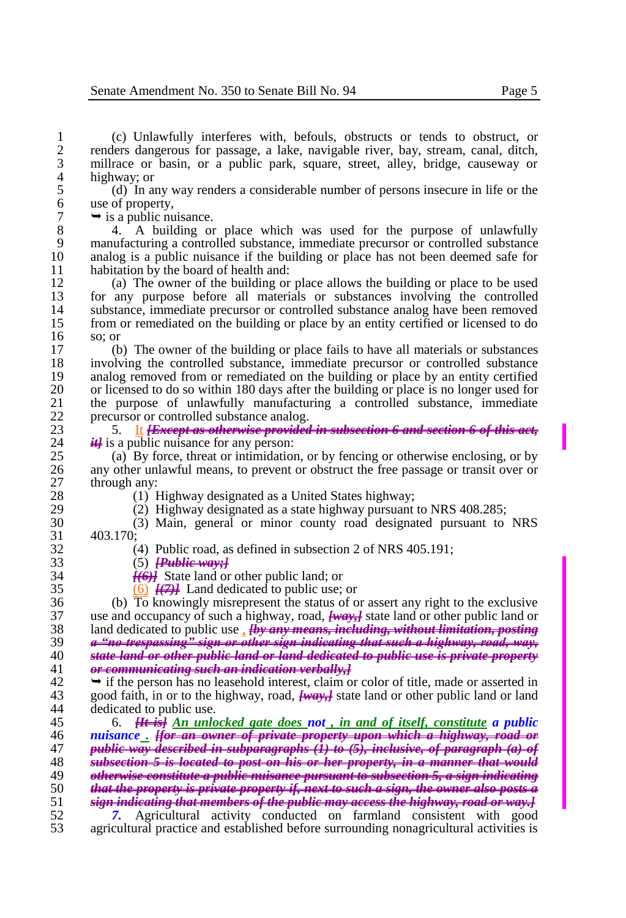(c) Unlawfully interferes with, befouls, obstructs or tends to obstruct, or renders dangerous for passage, a lake, navigable river, bay, stream, canal, ditch, millrace or basin, or a public park, square, street, alley, bridge, causeway or highway; or

(d) In any way renders a considerable number of persons insecure in life or the use of property,

➥ is a public nuisance.

4. A building or place which was used for the purpose of unlawfully manufacturing a controlled substance, immediate precursor or controlled substance analog is a public nuisance if the building or place has not been deemed safe for habitation by the board of health and:

(a) The owner of the building or place allows the building or place to be used for any purpose before all materials or substances involving the controlled substance, immediate precursor or controlled substance analog have been removed from or remediated on the building or place by an entity certified or licensed to do so; or

(b) The owner of the building or place fails to have all materials or substances involving the controlled substance, immediate precursor or controlled substance analog removed from or remediated on the building or place by an entity certified or licensed to do so within 180 days after the building or place is no longer used for the purpose of unlawfully manufacturing a controlled substance, immediate precursor or controlled substance analog.

5. It ~~[Except as otherwise provided in subsection 6 and section 6 of this act, it]~~ is a public nuisance for any person:

(a) By force, threat or intimidation, or by fencing or otherwise enclosing, or by any other unlawful means, to prevent or obstruct the free passage or transit over or through any:

(1) Highway designated as a United States highway;

(2) Highway designated as a state highway pursuant to NRS 408.285;

(3) Main, general or minor county road designated pursuant to NRS 403.170;

(4) Public road, as defined in subsection 2 of NRS 405.191;

(5) ~~[Public way;]~~

~~[(6)]~~ State land or other public land; or

(6) ~~[(7)]~~ Land dedicated to public use; or

(b) To knowingly misrepresent the status of or assert any right to the exclusive use and occupancy of such a highway, road, ~~[way,]~~ state land or other public land or land dedicated to public use . ~~[by any means, including, without limitation, posting a "no trespassing" sign or other sign indicating that such a highway, road, way, state land or other public land or land dedicated to public use is private property or communicating such an indication verbally,]~~

➥ if the person has no leasehold interest, claim or color of title, made or asserted in good faith, in or to the highway, road, ~~[way,]~~ state land or other public land or land dedicated to public use.

6. ~~[It is]~~ ***An unlocked gate does not , in and of itself, constitute a public nuisance .*** ~~[for an owner of private property upon which a highway, road or public way described in subparagraphs (1) to (5), inclusive, of paragraph (a) of subsection 5 is located to post on his or her property, in a manner that would otherwise constitute a public nuisance pursuant to subsection 5, a sign indicating that the property is private property if, next to such a sign, the owner also posts a sign indicating that members of the public may access the highway, road or way.]~~

***7.*** Agricultural activity conducted on farmland consistent with good agricultural practice and established before surrounding nonagricultural activities is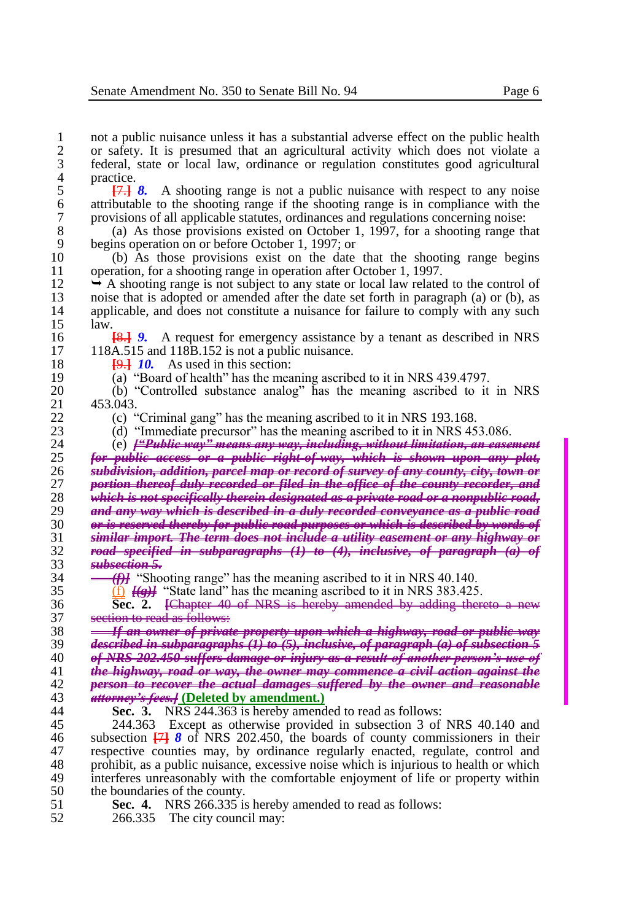not a public nuisance unless it has a substantial adverse effect on the public health or safety. It is presumed that an agricultural activity which does not violate a federal, state or local law, ordinance or regulation constitutes good agricultural practice.

~~[7.]~~ ***8.*** A shooting range is not a public nuisance with respect to any noise attributable to the shooting range if the shooting range is in compliance with the provisions of all applicable statutes, ordinances and regulations concerning noise:

(a) As those provisions existed on October 1, 1997, for a shooting range that begins operation on or before October 1, 1997; or

(b) As those provisions exist on the date that the shooting range begins operation, for a shooting range in operation after October 1, 1997.

➥ A shooting range is not subject to any state or local law related to the control of noise that is adopted or amended after the date set forth in paragraph (a) or (b), as applicable, and does not constitute a nuisance for failure to comply with any such law.

~~[8.]~~ ***9.*** A request for emergency assistance by a tenant as described in NRS 118A.515 and 118B.152 is not a public nuisance.

~~[9.]~~ ***10.*** As used in this section:

(a) "Board of health" has the meaning ascribed to it in NRS 439.4797.

(b) "Controlled substance analog" has the meaning ascribed to it in NRS 453.043.

(c) "Criminal gang" has the meaning ascribed to it in NRS 193.168.

(d) "Immediate precursor" has the meaning ascribed to it in NRS 453.086.

(e) ~~***["Public way" means any way, including, without limitation, an easement for public access or a public right-of-way, which is shown upon any plat, subdivision, addition, parcel map or record of survey of any county, city, town or portion thereof duly recorded or filed in the office of the county recorder, and which is not specifically therein designated as a private road or a nonpublic road, and any way which is described in a duly recorded conveyance as a public road or is reserved thereby for public road purposes or which is described by words of similar import. The term does not include a utility easement or any highway or road specified in subparagraphs (1) to (4), inclusive, of paragraph (a) of subsection 5.***~~

~~***(f)]***~~ "Shooting range" has the meaning ascribed to it in NRS 40.140.

(f) ~~***[(g)]***~~ "State land" has the meaning ascribed to it in NRS 383.425.

**Sec. 2.** ~~[Chapter 40 of NRS is hereby amended by adding thereto a new section to read as follows:~~

~~***If an owner of private property upon which a highway, road or public way described in subparagraphs (1) to (5), inclusive, of paragraph (a) of subsection 5 of NRS 202.450 suffers damage or injury as a result of another person's use of the highway, road or way, the owner may commence a civil action against the person to recover the actual damages suffered by the owner and reasonable attorney's fees.]***~~ **(Deleted by amendment.)**

**Sec. 3.** NRS 244.363 is hereby amended to read as follows:

244.363 Except as otherwise provided in subsection 3 of NRS 40.140 and subsection ~~[7]~~ ***8*** of NRS 202.450, the boards of county commissioners in their respective counties may, by ordinance regularly enacted, regulate, control and prohibit, as a public nuisance, excessive noise which is injurious to health or which interferes unreasonably with the comfortable enjoyment of life or property within the boundaries of the county.

**Sec. 4.** NRS 266.335 is hereby amended to read as follows:

266.335 The city council may: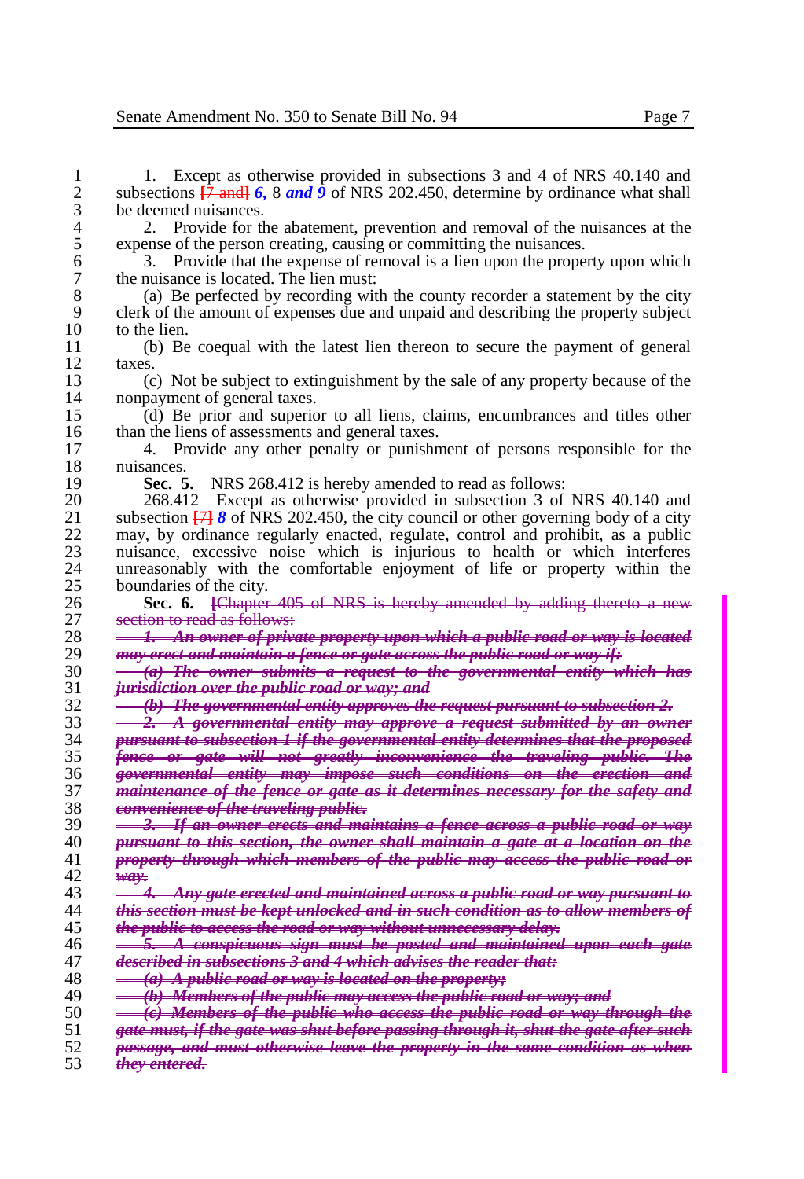1. Except as otherwise provided in subsections 3 and 4 of NRS 40.140 and subsections ~~[7 and]~~ ***6,*** 8 ***and 9*** of NRS 202.450, determine by ordinance what shall be deemed nuisances.

2. Provide for the abatement, prevention and removal of the nuisances at the expense of the person creating, causing or committing the nuisances.

3. Provide that the expense of removal is a lien upon the property upon which the nuisance is located. The lien must:

(a) Be perfected by recording with the county recorder a statement by the city clerk of the amount of expenses due and unpaid and describing the property subject to the lien.

(b) Be coequal with the latest lien thereon to secure the payment of general taxes.

(c) Not be subject to extinguishment by the sale of any property because of the nonpayment of general taxes.

(d) Be prior and superior to all liens, claims, encumbrances and titles other than the liens of assessments and general taxes.

4. Provide any other penalty or punishment of persons responsible for the nuisances.

**Sec. 5.** NRS 268.412 is hereby amended to read as follows:

268.412 Except as otherwise provided in subsection 3 of NRS 40.140 and subsection ~~[7]~~ ***8*** of NRS 202.450, the city council or other governing body of a city may, by ordinance regularly enacted, regulate, control and prohibit, as a public nuisance, excessive noise which is injurious to health or which interferes unreasonably with the comfortable enjoyment of life or property within the boundaries of the city.

**Sec. 6.** ~~[Chapter 405 of NRS is hereby amended by adding thereto a new section to read as follows:~~

~~***1. An owner of private property upon which a public road or way is located may erect and maintain a fence or gate across the public road or way if:***~~

~~***(a) The owner submits a request to the governmental entity which has jurisdiction over the public road or way; and***~~

~~***(b) The governmental entity approves the request pursuant to subsection 2.***~~

~~***2. A governmental entity may approve a request submitted by an owner pursuant to subsection 1 if the governmental entity determines that the proposed fence or gate will not greatly inconvenience the traveling public. The governmental entity may impose such conditions on the erection and maintenance of the fence or gate as it determines necessary for the safety and convenience of the traveling public.***~~

~~***3. If an owner erects and maintains a fence across a public road or way pursuant to this section, the owner shall maintain a gate at a location on the property through which members of the public may access the public road or way.***~~

~~***4. Any gate erected and maintained across a public road or way pursuant to this section must be kept unlocked and in such condition as to allow members of the public to access the road or way without unnecessary delay.***~~

~~***5. A conspicuous sign must be posted and maintained upon each gate described in subsections 3 and 4 which advises the reader that:***~~

~~***(a) A public road or way is located on the property;***~~

~~***(b) Members of the public may access the public road or way; and***~~

~~***(c) Members of the public who access the public road or way through the gate must, if the gate was shut before passing through it, shut the gate after such passage, and must otherwise leave the property in the same condition as when they entered.***~~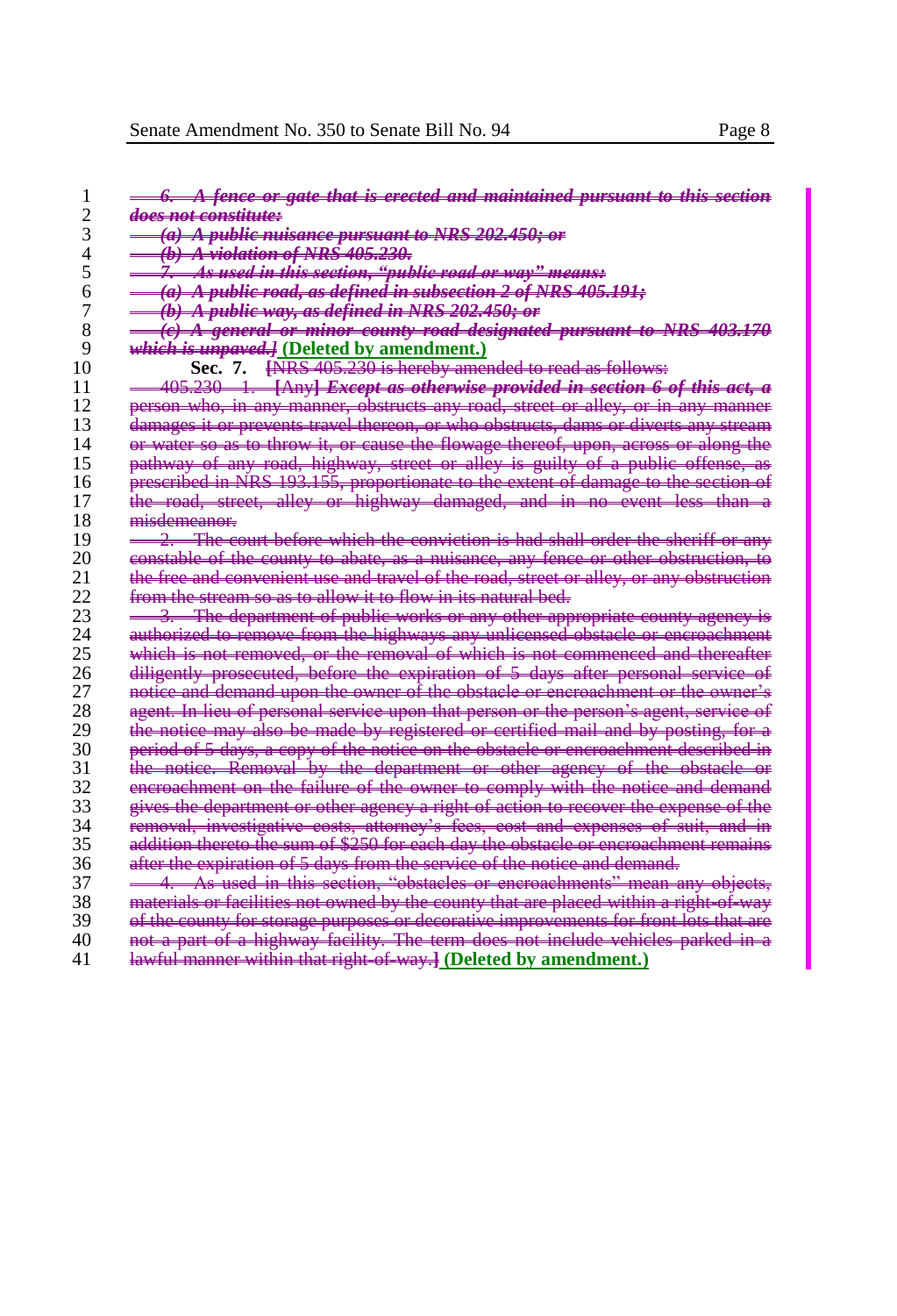~~6. *A fence or gate that is erected and maintained pursuant to this section does not constitute:*~~

~~*(a) A public nuisance pursuant to NRS 202.450; or*~~

~~*(b) A violation of NRS 405.230.*~~

~~7. *As used in this section, "public road or way" means:*~~

~~*(a) A public road, as defined in subsection 2 of NRS 405.191;*~~

~~*(b) A public way, as defined in NRS 202.450; or*~~

~~*(c) A general or minor county road designated pursuant to NRS 403.170 which is unpaved.*]~~ **(Deleted by amendment.)**

**Sec. 7.** ~~[NRS 405.230 is hereby amended to read as follows:~~

~~405.230 1. [Any] *Except as otherwise provided in section 6 of this act, a* person who, in any manner, obstructs any road, street or alley, or in any manner damages it or prevents travel thereon, or who obstructs, dams or diverts any stream or water so as to throw it, or cause the flowage thereof, upon, across or along the pathway of any road, highway, street or alley is guilty of a public offense, as prescribed in NRS 193.155, proportionate to the extent of damage to the section of the road, street, alley or highway damaged, and in no event less than a misdemeanor.~~

~~2. The court before which the conviction is had shall order the sheriff or any constable of the county to abate, as a nuisance, any fence or other obstruction, to the free and convenient use and travel of the road, street or alley, or any obstruction from the stream so as to allow it to flow in its natural bed.~~

~~3. The department of public works or any other appropriate county agency is authorized to remove from the highways any unlicensed obstacle or encroachment which is not removed, or the removal of which is not commenced and thereafter diligently prosecuted, before the expiration of 5 days after personal service of notice and demand upon the owner of the obstacle or encroachment or the owner's agent. In lieu of personal service upon that person or the person's agent, service of the notice may also be made by registered or certified mail and by posting, for a period of 5 days, a copy of the notice on the obstacle or encroachment described in the notice. Removal by the department or other agency of the obstacle or encroachment on the failure of the owner to comply with the notice and demand gives the department or other agency a right of action to recover the expense of the removal, investigative costs, attorney's fees, cost and expenses of suit, and in addition thereto the sum of $250 for each day the obstacle or encroachment remains after the expiration of 5 days from the service of the notice and demand.~~

~~4. As used in this section, "obstacles or encroachments" mean any objects, materials or facilities not owned by the county that are placed within a right-of-way of the county for storage purposes or decorative improvements for front lots that are not a part of a highway facility. The term does not include vehicles parked in a lawful manner within that right-of-way.]~~ **(Deleted by amendment.)**